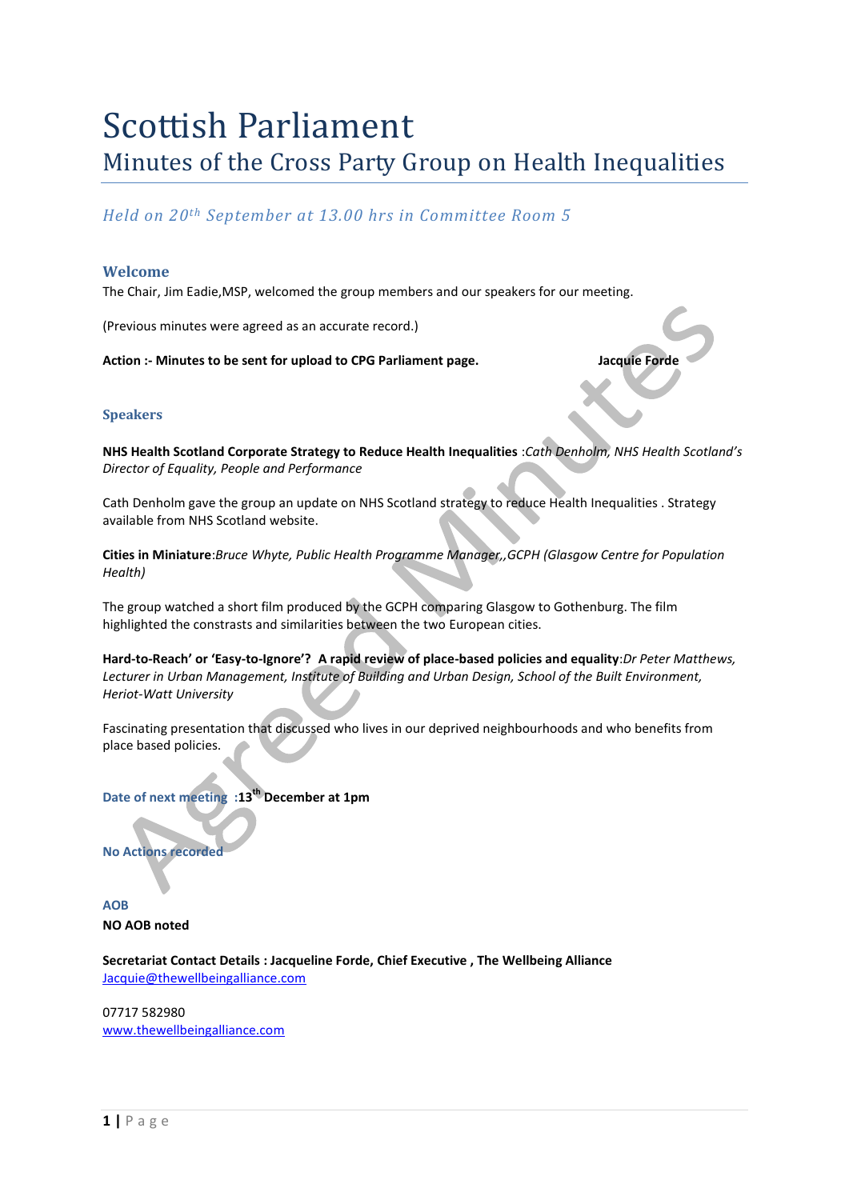# Scottish Parliament

## Minutes of the Cross Party Group on Health Inequalities

*Held on 20th September at 13.00 hrs in Committee Room 5*

### Welcome

The Chair, Jim Eadie,MSP, welcomed the group members and our speakers for our meeting.

(Previous minutes were agreed as an accurate record.)

**Action :- Minutes to be sent for upload to CPG Parliament page. Jacquie Forde**

### Speakers

**NHS Health Scotland Corporate Strategy to Reduce Health Inequalities** :*Cath Denholm, NHS Health Scotland's Director of Equality, People and Performance*

Cath Denholm gave the group an update on NHS Scotland strategy to reduce Health Inequalities . Strategy available from NHS Scotland website.

**Cities in Miniature**:*Bruce Whyte, Public Health Programme Manager,,GCPH (Glasgow Centre for Population Health)*

The group watched a short film produced by the GCPH comparing Glasgow to Gothenburg. The film highlighted the constrasts and similarities between the two European cities.

**Hard-to-Reach' or 'Easy-to-Ignore'? A rapid review of place-based policies and equality**:*Dr Peter Matthews, Lecturer in Urban Management, Institute of Building and Urban Design, School of the Built Environment, Heriot-Watt University*

Fascinating presentation that discussed who lives in our deprived neighbourhoods and who benefits from place based policies.

**Date of next meeting** :**13th December at 1pm**

**No Actions recorded**

**AOB**

**NO AOB noted**

**Secretariat Contact Details : Jacqueline Forde, Chief Executive , The Wellbeing Alliance**
Jacquie@thewellbeingalliance.com

07717 582980
www.thewellbeingalliance.com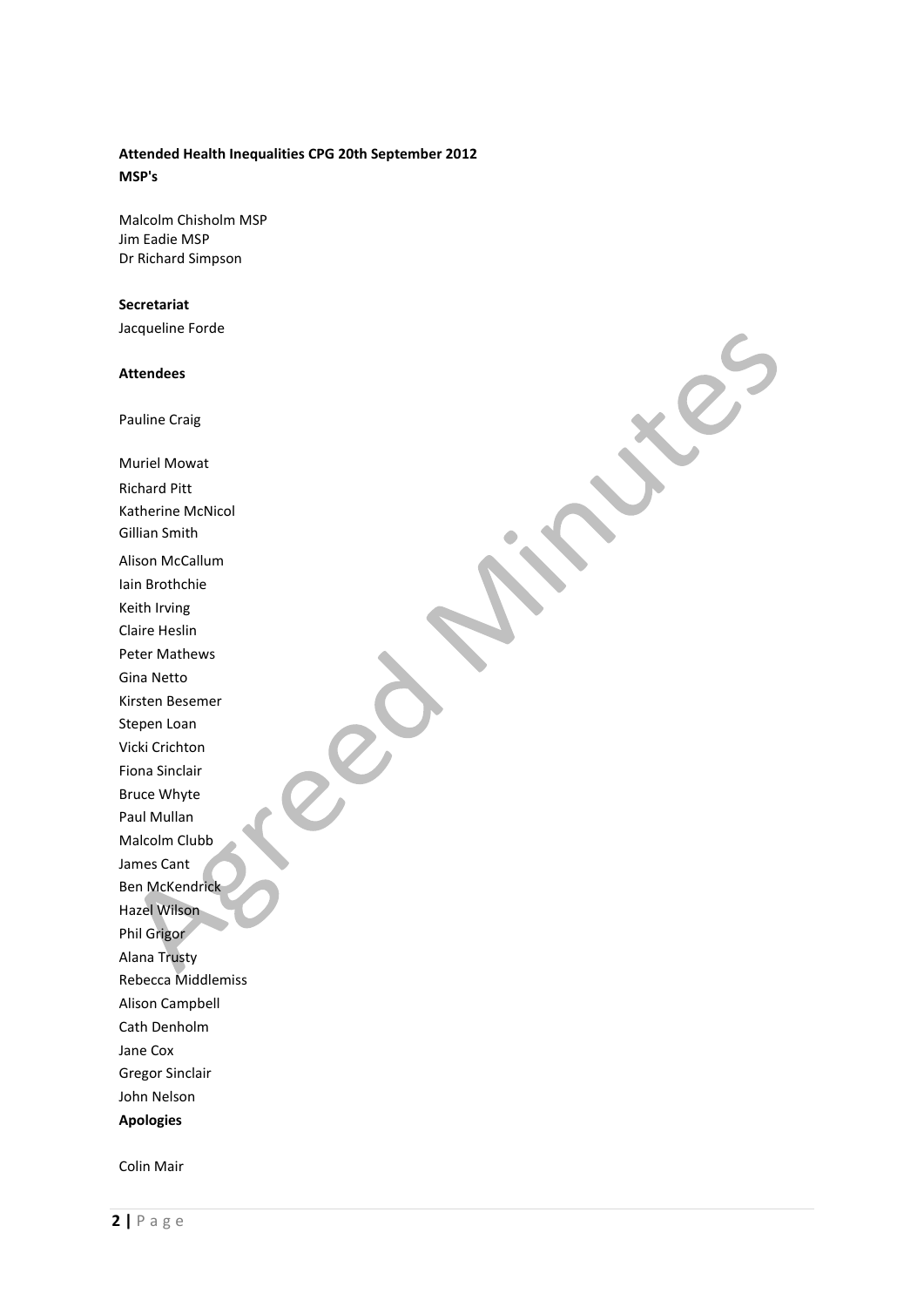**Attended Health Inequalities CPG 20th September 2012**
**MSP's**

Malcolm Chisholm MSP
Jim Eadie MSP
Dr Richard Simpson

**Secretariat**

Jacqueline Forde

**Attendees**

Pauline Craig

Muriel Mowat
Richard Pitt
Katherine McNicol
Gillian Smith
Alison McCallum
Iain Brothchie
Keith Irving
Claire Heslin
Peter Mathews
Gina Netto
Kirsten Besemer
Stepen Loan
Vicki Crichton
Fiona Sinclair
Bruce Whyte
Paul Mullan
Malcolm Clubb
James Cant
Ben McKendrick
Hazel Wilson
Phil Grigor
Alana Trusty
Rebecca Middlemiss
Alison Campbell
Cath Denholm
Jane Cox
Gregor Sinclair
John Nelson

**Apologies**

Colin Mair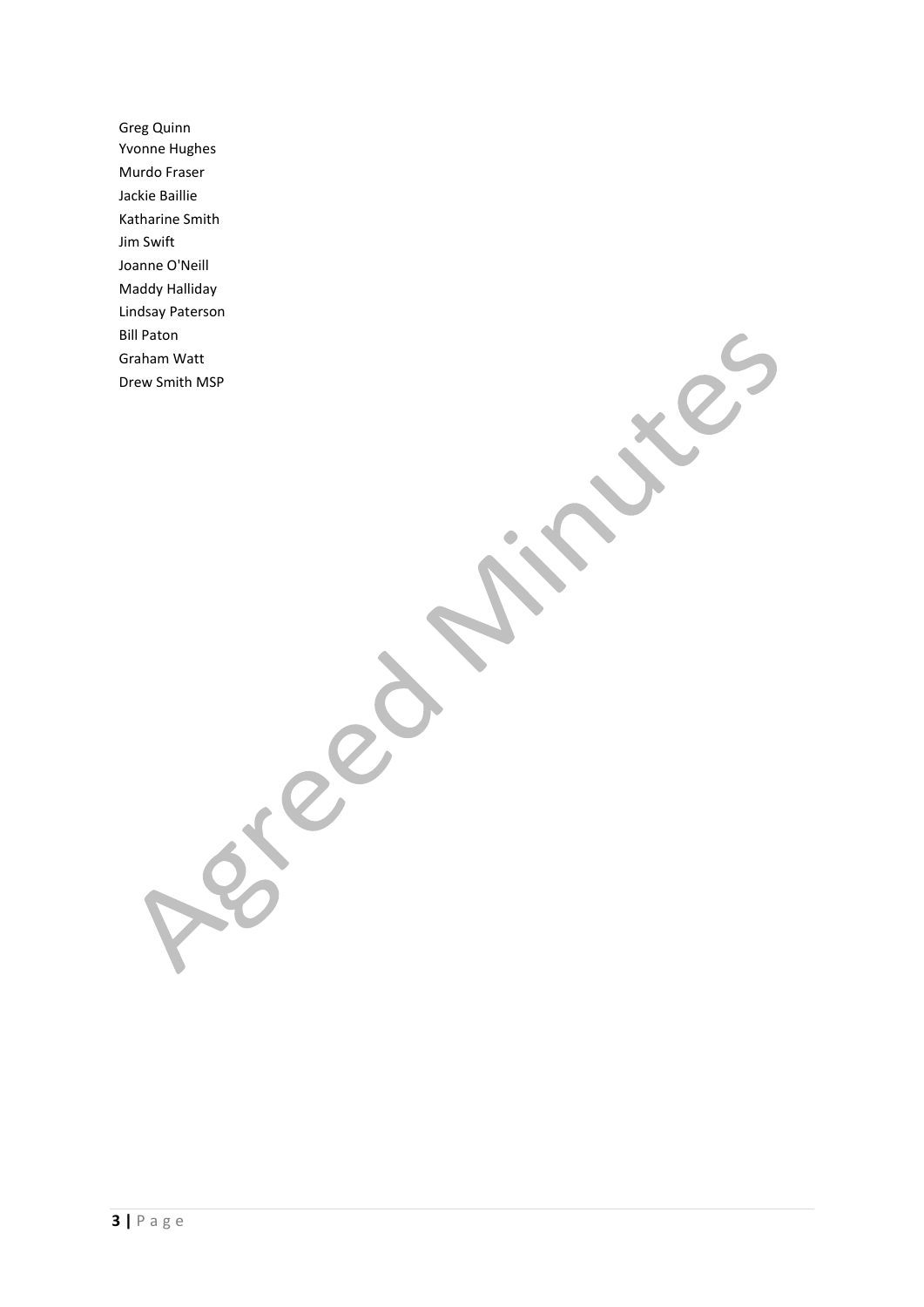Greg Quinn
Yvonne Hughes
Murdo Fraser
Jackie Baillie
Katharine Smith
Jim Swift
Joanne O'Neill
Maddy Halliday
Lindsay Paterson
Bill Paton
Graham Watt
Drew Smith MSP